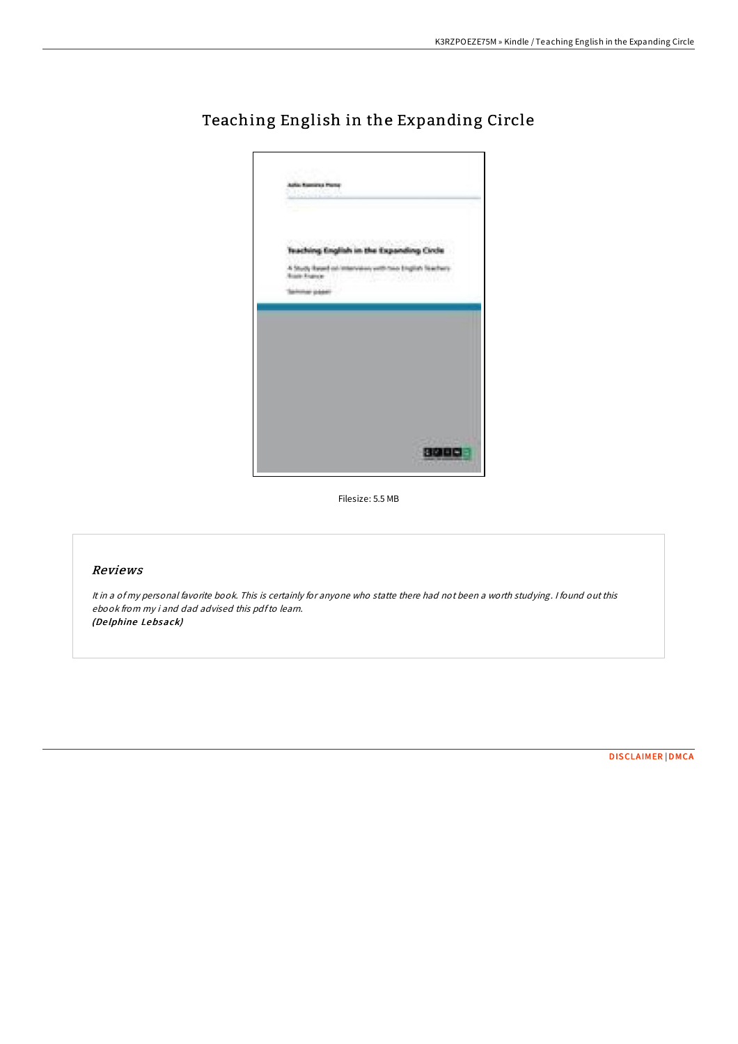# Teaching English in the Expanding Circle

Filesize: 5.5 MB

## Reviews

*It in a of my personal favorite book. This is certainly for anyone who statte there had not been a worth studying. I found out this ebook from my i and dad advised this pdf to learn.*
***(Delphine Lebsack)***

DISCLAIMER | DMCA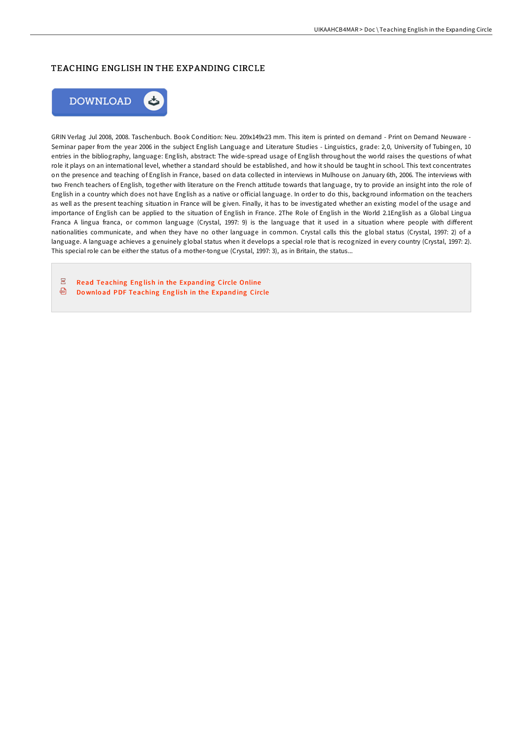# TEACHING ENGLISH IN THE EXPANDING CIRCLE

DOWNLOAD

GRIN Verlag Jul 2008, 2008. Taschenbuch. Book Condition: Neu. 209x149x23 mm. This item is printed on demand - Print on Demand Neuware - Seminar paper from the year 2006 in the subject English Language and Literature Studies - Linguistics, grade: 2,0, University of Tubingen, 10 entries in the bibliography, language: English, abstract: The wide-spread usage of English throughout the world raises the questions of what role it plays on an international level, whether a standard should be established, and how it should be taught in school. This text concentrates on the presence and teaching of English in France, based on data collected in interviews in Mulhouse on January 6th, 2006. The interviews with two French teachers of English, together with literature on the French attitude towards that language, try to provide an insight into the role of English in a country which does not have English as a native or official language. In order to do this, background information on the teachers as well as the present teaching situation in France will be given. Finally, it has to be investigated whether an existing model of the usage and importance of English can be applied to the situation of English in France. 2The Role of English in the World 2.1English as a Global Lingua Franca A lingua franca, or common language (Crystal, 1997: 9) is the language that it used in a situation where people with different nationalities communicate, and when they have no other language in common. Crystal calls this the global status (Crystal, 1997: 2) of a language. A language achieves a genuinely global status when it develops a special role that is recognized in every country (Crystal, 1997: 2). This special role can be either the status of a mother-tongue (Crystal, 1997: 3), as in Britain, the status...

Read Teaching English in the Expanding Circle Online
Download PDF Teaching English in the Expanding Circle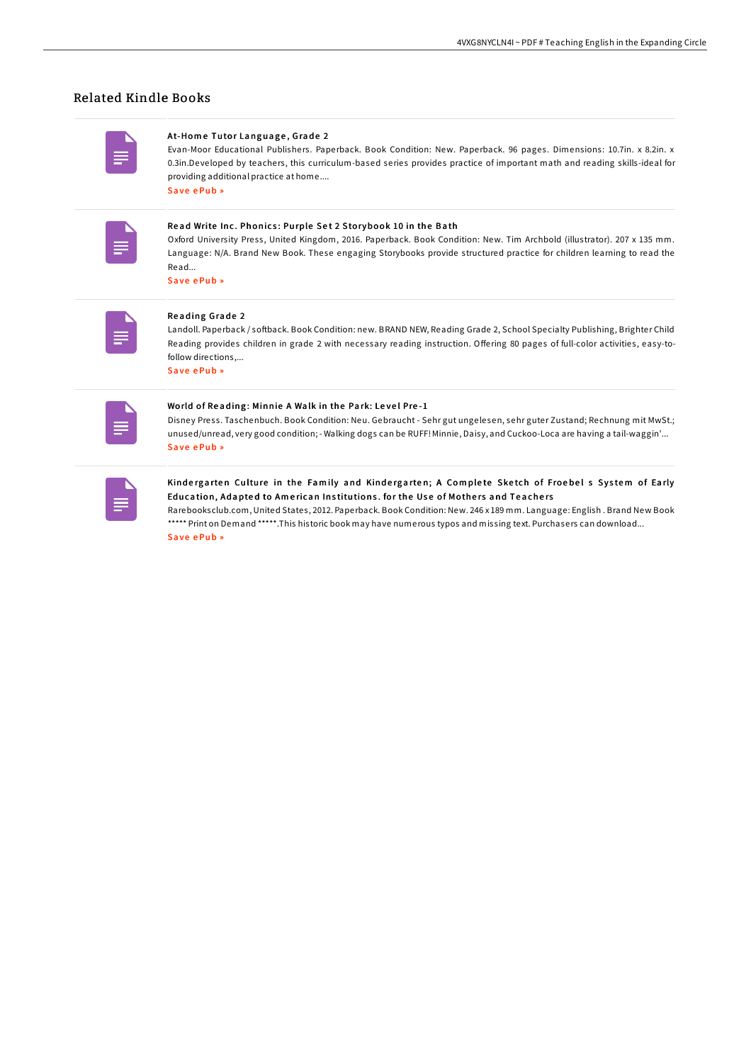## Related Kindle Books

### At-Home Tutor Language, Grade 2

Evan-Moor Educational Publishers. Paperback. Book Condition: New. Paperback. 96 pages. Dimensions: 10.7in. x 8.2in. x 0.3in.Developed by teachers, this curriculum-based series provides practice of important math and reading skills-ideal for providing additional practice at home....

Save ePub »

### Read Write Inc. Phonics: Purple Set 2 Storybook 10 in the Bath

Oxford University Press, United Kingdom, 2016. Paperback. Book Condition: New. Tim Archbold (illustrator). 207 x 135 mm. Language: N/A. Brand New Book. These engaging Storybooks provide structured practice for children learning to read the Read...

Save ePub »

### Reading Grade 2

Landoll. Paperback / softback. Book Condition: new. BRAND NEW, Reading Grade 2, School Specialty Publishing, Brighter Child Reading provides children in grade 2 with necessary reading instruction. Offering 80 pages of full-color activities, easy-to-follow directions,...

Save ePub »

### World of Reading: Minnie A Walk in the Park: Level Pre-1

Disney Press. Taschenbuch. Book Condition: Neu. Gebraucht - Sehr gut ungelesen, sehr guter Zustand; Rechnung mit MwSt.; unused/unread, very good condition; - Walking dogs can be RUFF! Minnie, Daisy, and Cuckoo-Loca are having a tail-waggin'...

Save ePub »

### Kindergarten Culture in the Family and Kindergarten; A Complete Sketch of Froebel s System of Early Education, Adapted to American Institutions. for the Use of Mothers and Teachers

Rarebooksclub.com, United States, 2012. Paperback. Book Condition: New. 246 x 189 mm. Language: English . Brand New Book ***** Print on Demand *****.This historic book may have numerous typos and missing text. Purchasers can download...

Save ePub »